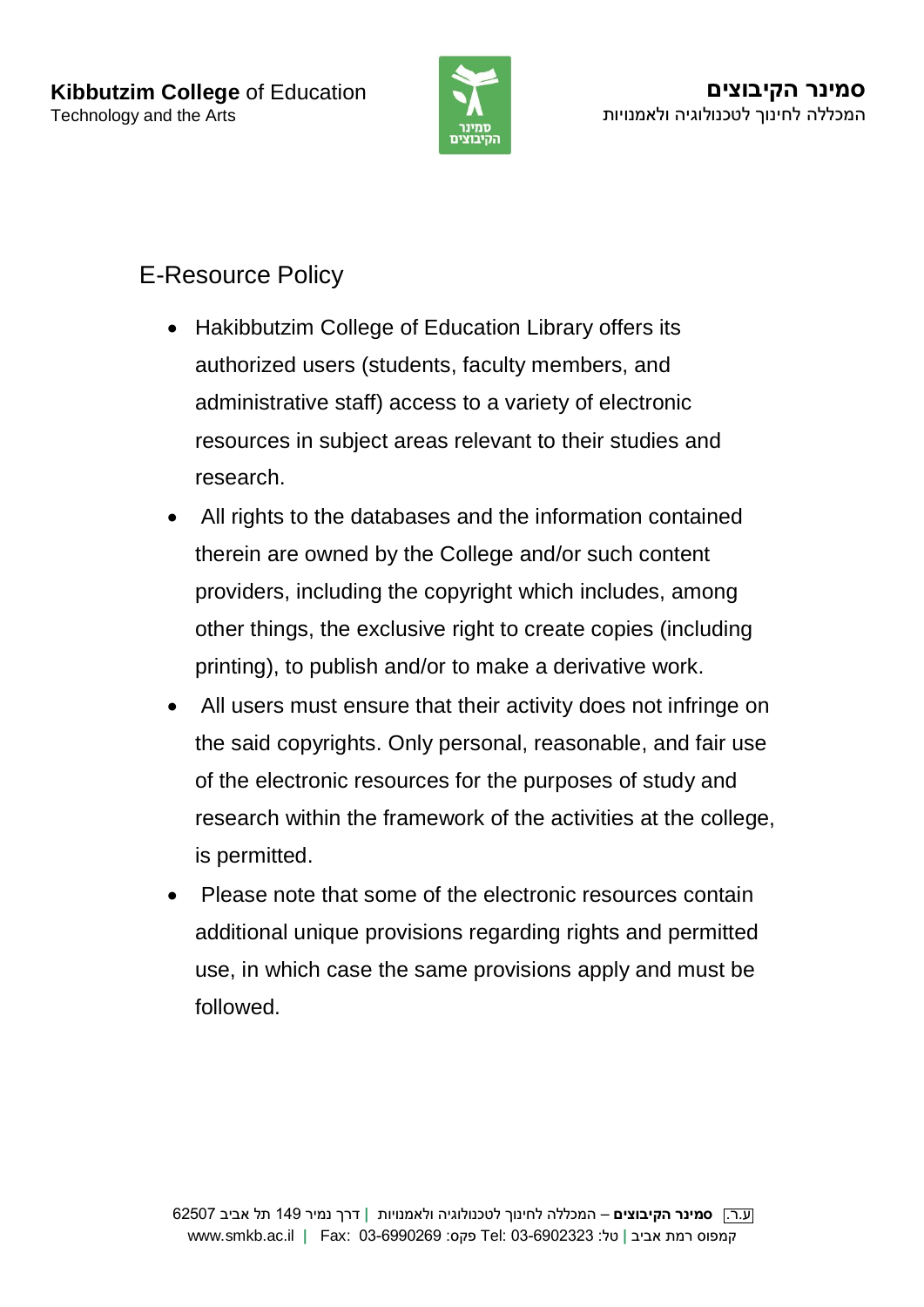## E-Resource Policy

- Hakibbutzim College of Education Library offers its authorized users (students, faculty members, and administrative staff) access to a variety of electronic resources in subject areas relevant to their studies and research.
- All rights to the databases and the information contained therein are owned by the College and/or such content providers, including the copyright which includes, among other things, the exclusive right to create copies (including printing), to publish and/or to make a derivative work.
- All users must ensure that their activity does not infringe on the said copyrights. Only personal, reasonable, and fair use of the electronic resources for the purposes of study and research within the framework of the activities at the college, is permitted.
- Please note that some of the electronic resources contain additional unique provisions regarding rights and permitted use, in which case the same provisions apply and must be followed.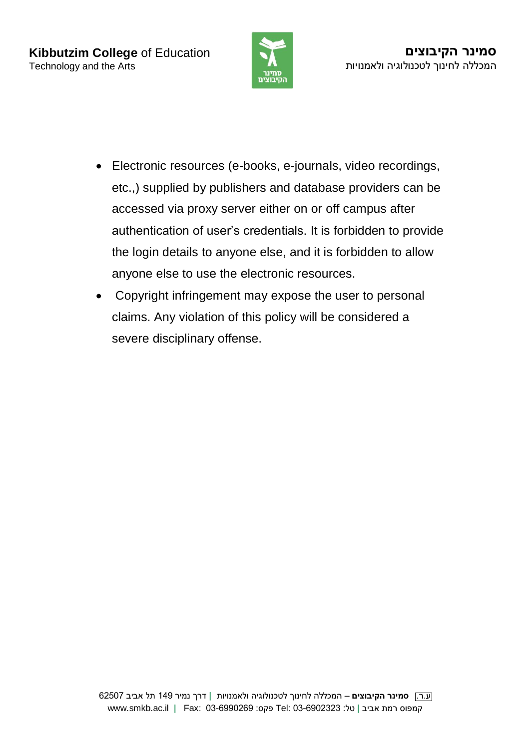- Electronic resources (e-books, e-journals, video recordings, etc.,) supplied by publishers and database providers can be accessed via proxy server either on or off campus after authentication of user's credentials. It is forbidden to provide the login details to anyone else, and it is forbidden to allow anyone else to use the electronic resources.
- Copyright infringement may expose the user to personal claims. Any violation of this policy will be considered a severe disciplinary offense.